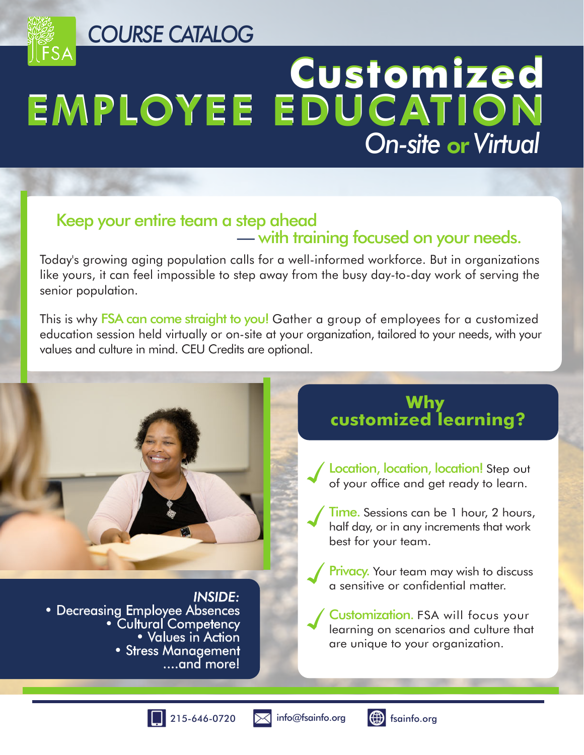COURSE CATALOG

# Customized EMPLOYEE EDUCATION

*On-site or Virtual*

## Keep your entire team a step ahead — with training focused on your needs.

Today's growing aging population calls for a well-informed workforce. But in organizations like yours, it can feel impossible to step away from the busy day-to-day work of serving the senior population.

This is why FSA can come straight to you! Gather a group of employees for a customized education session held virtually or on-site at your organization, tailored to your needs, with your values and culture in mind. CEU Credits are optional.

*INSIDE:*

- Decreasing Employee Absences
- Cultural Competency
- Values in Action
- Stress Management

....and more!

## Why customized learning?

- **Location, location, location!** Step out of your office and get ready to learn.
- **Time.** Sessions can be 1 hour, 2 hours, half day, or in any increments that work best for your team.
- **Privacy.** Your team may wish to discuss a sensitive or confidential matter.
- **Customization.** FSA will focus your learning on scenarios and culture that are unique to your organization.

215-646-0720 | info@fsainfo.org | fsainfo.org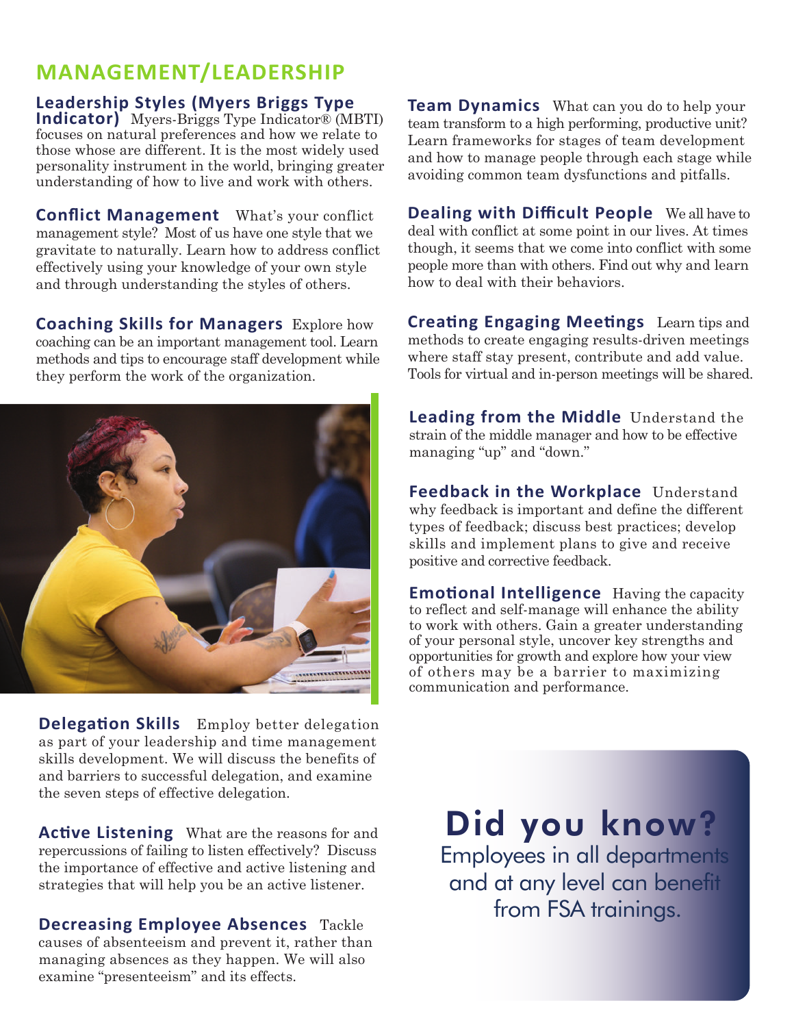## MANAGEMENT/LEADERSHIP

**Leadership Styles (Myers Briggs Type Indicator)** Myers-Briggs Type Indicator® (MBTI) focuses on natural preferences and how we relate to those whose are different. It is the most widely used personality instrument in the world, bringing greater understanding of how to live and work with others.

**Conflict Management** What's your conflict management style? Most of us have one style that we gravitate to naturally. Learn how to address conflict effectively using your knowledge of your own style and through understanding the styles of others.

**Coaching Skills for Managers** Explore how coaching can be an important management tool. Learn methods and tips to encourage staff development while they perform the work of the organization.

**Delegation Skills** Employ better delegation as part of your leadership and time management skills development. We will discuss the benefits of and barriers to successful delegation, and examine the seven steps of effective delegation.

**Active Listening** What are the reasons for and repercussions of failing to listen effectively? Discuss the importance of effective and active listening and strategies that will help you be an active listener.

**Decreasing Employee Absences** Tackle causes of absenteeism and prevent it, rather than managing absences as they happen. We will also examine "presenteeism" and its effects.

**Team Dynamics** What can you do to help your team transform to a high performing, productive unit? Learn frameworks for stages of team development and how to manage people through each stage while avoiding common team dysfunctions and pitfalls.

**Dealing with Difficult People** We all have to deal with conflict at some point in our lives. At times though, it seems that we come into conflict with some people more than with others. Find out why and learn how to deal with their behaviors.

**Creating Engaging Meetings** Learn tips and methods to create engaging results-driven meetings where staff stay present, contribute and add value. Tools for virtual and in-person meetings will be shared.

**Leading from the Middle** Understand the strain of the middle manager and how to be effective managing "up" and "down."

**Feedback in the Workplace** Understand why feedback is important and define the different types of feedback; discuss best practices; develop skills and implement plans to give and receive positive and corrective feedback.

**Emotional Intelligence** Having the capacity to reflect and self-manage will enhance the ability to work with others. Gain a greater understanding of your personal style, uncover key strengths and opportunities for growth and explore how your view of others may be a barrier to maximizing communication and performance.

**Did you know?**

Employees in all departments and at any level can benefit from FSA trainings.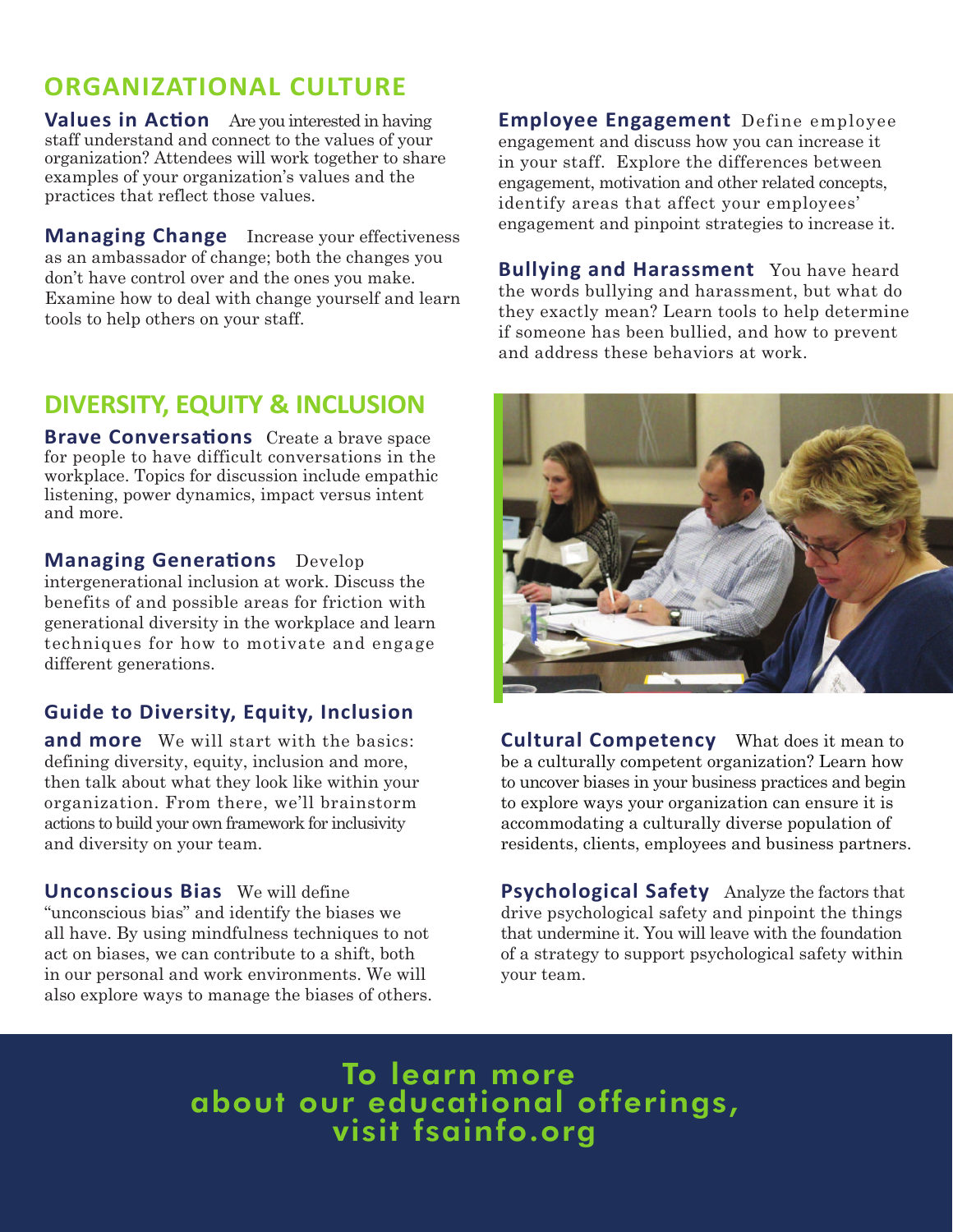## ORGANIZATIONAL CULTURE

**Values in Action** Are you interested in having staff understand and connect to the values of your organization? Attendees will work together to share examples of your organization's values and the practices that reflect those values.

**Managing Change** Increase your effectiveness as an ambassador of change; both the changes you don't have control over and the ones you make. Examine how to deal with change yourself and learn tools to help others on your staff.

**Employee Engagement** Define employee engagement and discuss how you can increase it in your staff. Explore the differences between engagement, motivation and other related concepts, identify areas that affect your employees' engagement and pinpoint strategies to increase it.

**Bullying and Harassment** You have heard the words bullying and harassment, but what do they exactly mean? Learn tools to help determine if someone has been bullied, and how to prevent and address these behaviors at work.

## DIVERSITY, EQUITY & INCLUSION

**Brave Conversations** Create a brave space for people to have difficult conversations in the workplace. Topics for discussion include empathic listening, power dynamics, impact versus intent and more.

**Managing Generations** Develop intergenerational inclusion at work. Discuss the benefits of and possible areas for friction with generational diversity in the workplace and learn techniques for how to motivate and engage different generations.

**Guide to Diversity, Equity, Inclusion and more** We will start with the basics: defining diversity, equity, inclusion and more, then talk about what they look like within your organization. From there, we'll brainstorm actions to build your own framework for inclusivity and diversity on your team.

**Unconscious Bias** We will define "unconscious bias" and identify the biases we all have. By using mindfulness techniques to not act on biases, we can contribute to a shift, both in our personal and work environments. We will also explore ways to manage the biases of others.

**Cultural Competency** What does it mean to be a culturally competent organization? Learn how to uncover biases in your business practices and begin to explore ways your organization can ensure it is accommodating a culturally diverse population of residents, clients, employees and business partners.

**Psychological Safety** Analyze the factors that drive psychological safety and pinpoint the things that undermine it. You will leave with the foundation of a strategy to support psychological safety within your team.

**To learn more about our educational offerings, visit fsainfo.org**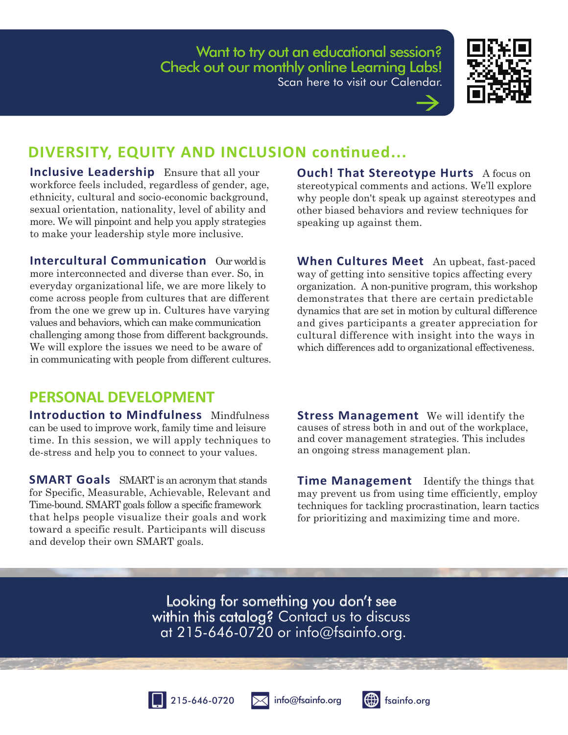Want to try out an educational session?
Check out our monthly online Learning Labs!
Scan here to visit our Calendar.

## DIVERSITY, EQUITY AND INCLUSION continued...

**Inclusive Leadership** Ensure that all your workforce feels included, regardless of gender, age, ethnicity, cultural and socio-economic background, sexual orientation, nationality, level of ability and more. We will pinpoint and help you apply strategies to make your leadership style more inclusive.

**Intercultural Communication** Our world is more interconnected and diverse than ever. So, in everyday organizational life, we are more likely to come across people from cultures that are different from the one we grew up in. Cultures have varying values and behaviors, which can make communication challenging among those from different backgrounds. We will explore the issues we need to be aware of in communicating with people from different cultures.

**Ouch! That Stereotype Hurts** A focus on stereotypical comments and actions. We'll explore why people don't speak up against stereotypes and other biased behaviors and review techniques for speaking up against them.

**When Cultures Meet** An upbeat, fast-paced way of getting into sensitive topics affecting every organization. A non-punitive program, this workshop demonstrates that there are certain predictable dynamics that are set in motion by cultural difference and gives participants a greater appreciation for cultural difference with insight into the ways in which differences add to organizational effectiveness.

## PERSONAL DEVELOPMENT

**Introduction to Mindfulness** Mindfulness can be used to improve work, family time and leisure time. In this session, we will apply techniques to de-stress and help you to connect to your values.

**SMART Goals** SMART is an acronym that stands for Specific, Measurable, Achievable, Relevant and Time-bound. SMART goals follow a specific framework that helps people visualize their goals and work toward a specific result. Participants will discuss and develop their own SMART goals.

**Stress Management** We will identify the causes of stress both in and out of the workplace, and cover management strategies. This includes an ongoing stress management plan.

**Time Management** Identify the things that may prevent us from using time efficiently, employ techniques for tackling procrastination, learn tactics for prioritizing and maximizing time and more.

Looking for something you don't see within this catalog? Contact us to discuss at 215-646-0720 or info@fsainfo.org.

215-646-0720 info@fsainfo.org fsainfo.org